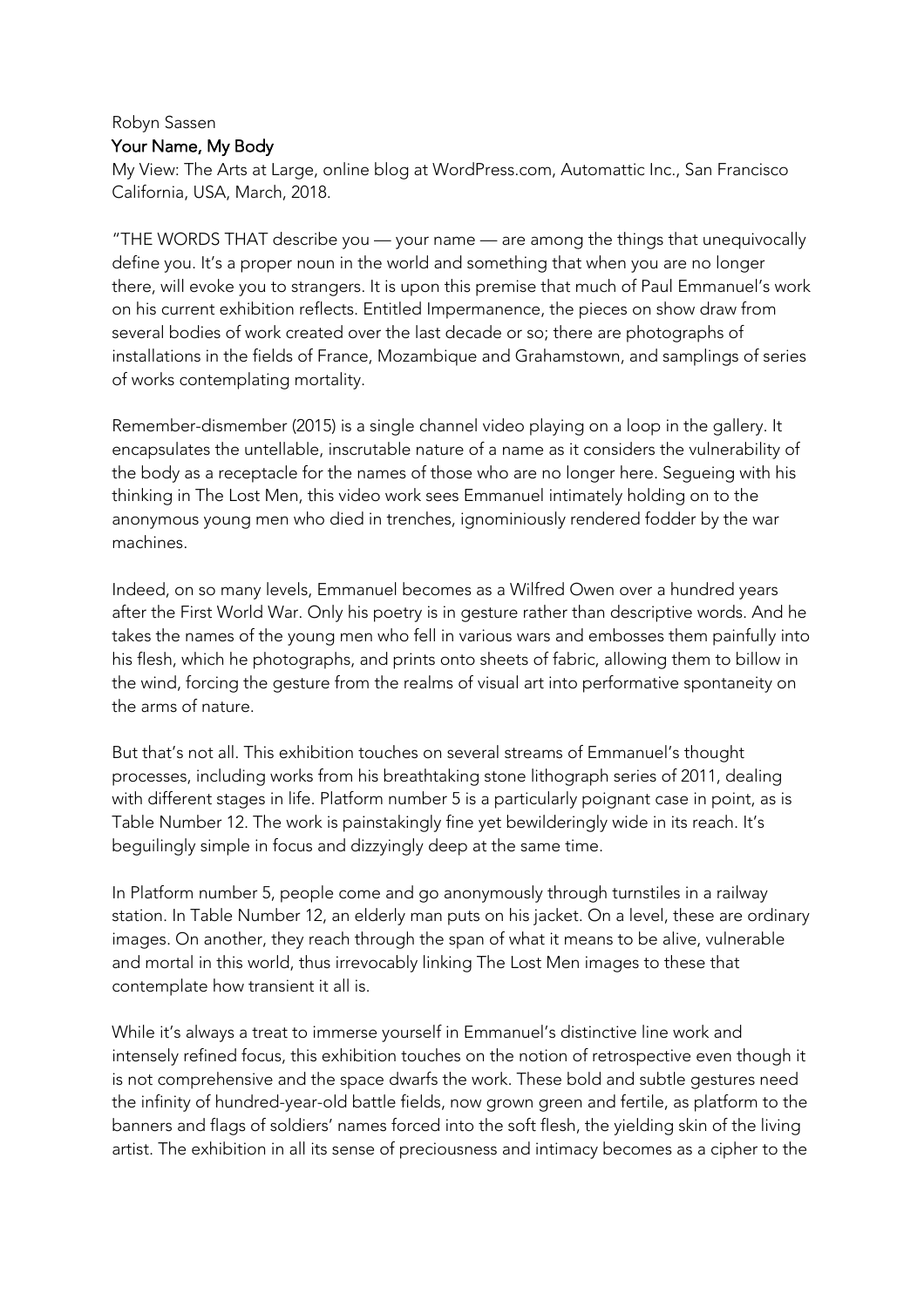Robyn Sassen

## Your Name, My Body

My View: The Arts at Large, online blog at WordPress.com, Automattic Inc., San Francisco California, USA, March, 2018.

"THE WORDS THAT describe you — your name — are among the things that unequivocally define you. It's a proper noun in the world and something that when you are no longer there, will evoke you to strangers. It is upon this premise that much of Paul Emmanuel's work on his current exhibition reflects. Entitled Impermanence, the pieces on show draw from several bodies of work created over the last decade or so; there are photographs of installations in the fields of France, Mozambique and Grahamstown, and samplings of series of works contemplating mortality.

Remember-dismember (2015) is a single channel video playing on a loop in the gallery. It encapsulates the untellable, inscrutable nature of a name as it considers the vulnerability of the body as a receptacle for the names of those who are no longer here. Segueing with his thinking in The Lost Men, this video work sees Emmanuel intimately holding on to the anonymous young men who died in trenches, ignominiously rendered fodder by the war machines.

Indeed, on so many levels, Emmanuel becomes as a Wilfred Owen over a hundred years after the First World War. Only his poetry is in gesture rather than descriptive words. And he takes the names of the young men who fell in various wars and embosses them painfully into his flesh, which he photographs, and prints onto sheets of fabric, allowing them to billow in the wind, forcing the gesture from the realms of visual art into performative spontaneity on the arms of nature.

But that's not all. This exhibition touches on several streams of Emmanuel's thought processes, including works from his breathtaking stone lithograph series of 2011, dealing with different stages in life. Platform number 5 is a particularly poignant case in point, as is Table Number 12. The work is painstakingly fine yet bewilderingly wide in its reach. It's beguilingly simple in focus and dizzyingly deep at the same time.

In Platform number 5, people come and go anonymously through turnstiles in a railway station. In Table Number 12, an elderly man puts on his jacket. On a level, these are ordinary images. On another, they reach through the span of what it means to be alive, vulnerable and mortal in this world, thus irrevocably linking The Lost Men images to these that contemplate how transient it all is.

While it's always a treat to immerse yourself in Emmanuel's distinctive line work and intensely refined focus, this exhibition touches on the notion of retrospective even though it is not comprehensive and the space dwarfs the work. These bold and subtle gestures need the infinity of hundred-year-old battle fields, now grown green and fertile, as platform to the banners and flags of soldiers' names forced into the soft flesh, the yielding skin of the living artist. The exhibition in all its sense of preciousness and intimacy becomes as a cipher to the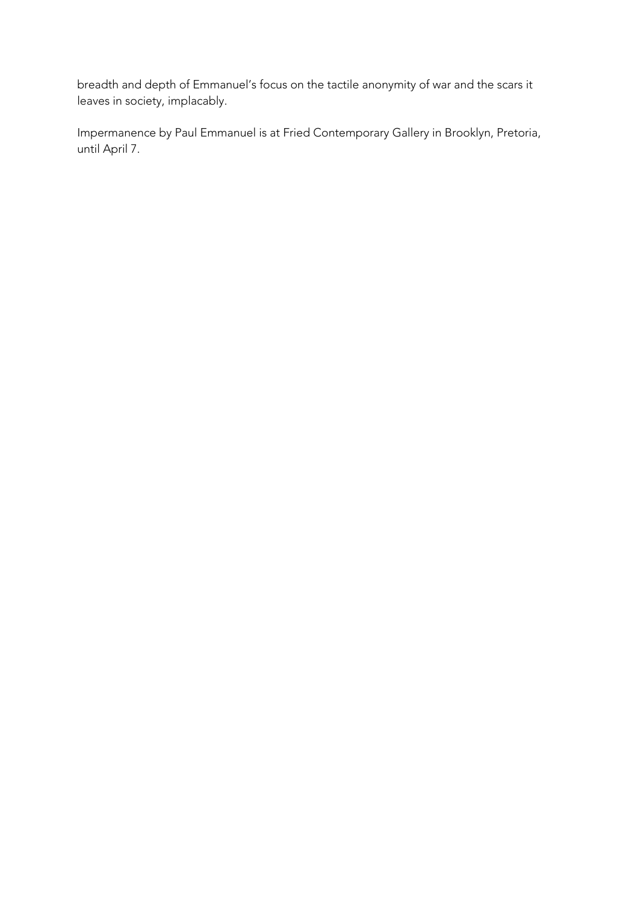breadth and depth of Emmanuel’s focus on the tactile anonymity of war and the scars it leaves in society, implacably.

Impermanence by Paul Emmanuel is at Fried Contemporary Gallery in Brooklyn, Pretoria, until April 7.